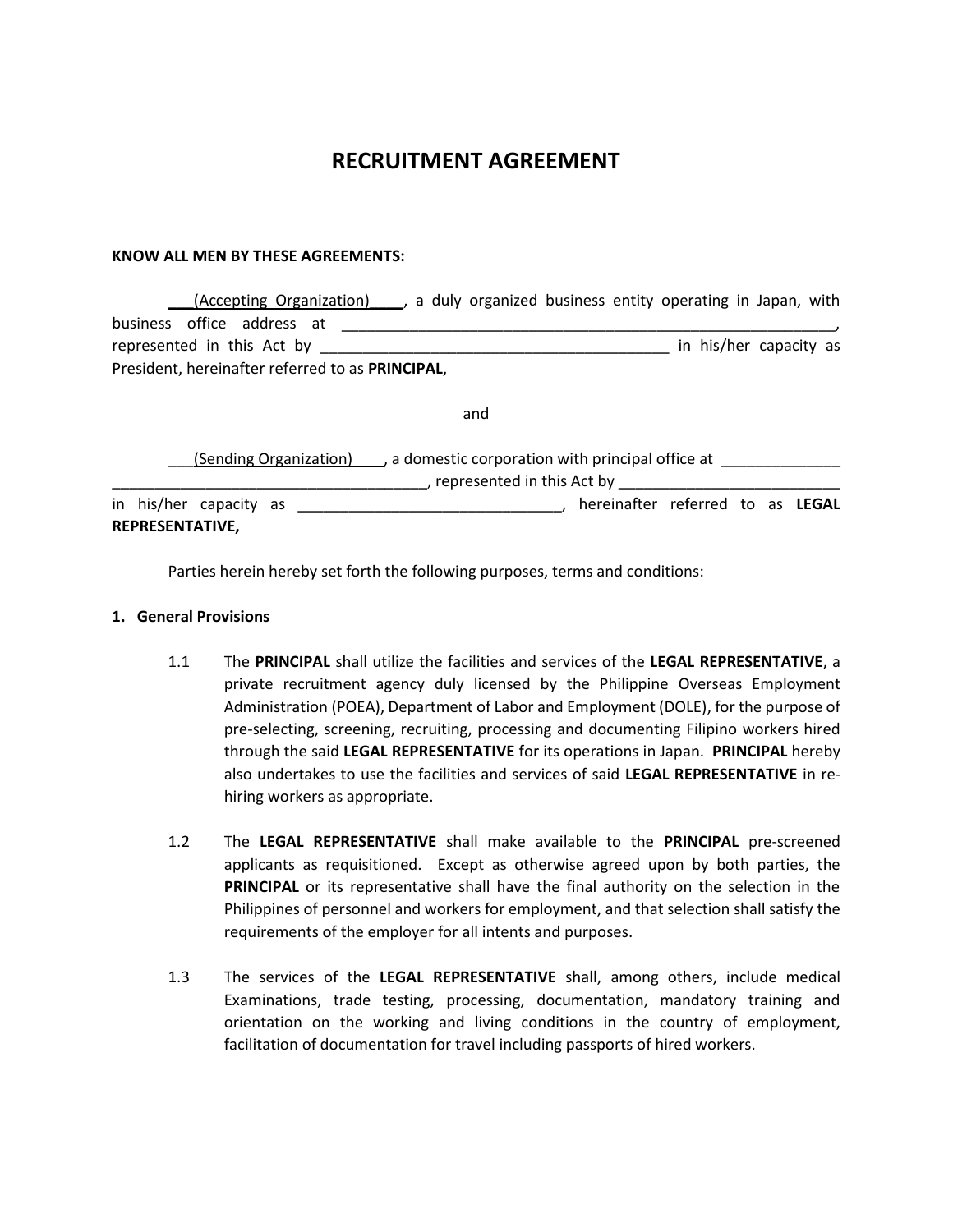# RECRUITMENT AGREEMENT

**KNOW ALL MEN BY THESE AGREEMENTS:**

___(Accepting Organization)____, a duly organized business entity operating in Japan, with business office address at ___________________________________________________________, represented in this Act by __________________________________________ in his/her capacity as President, hereinafter referred to as **PRINCIPAL**,

and

___(Sending Organization)____, a domestic corporation with principal office at ______________ ______________________________________, represented in this Act by __________________________ in his/her capacity as _______________________________, hereinafter referred to as **LEGAL REPRESENTATIVE,**

Parties herein hereby set forth the following purposes, terms and conditions:

**1. General Provisions**

1.1 The **PRINCIPAL** shall utilize the facilities and services of the **LEGAL REPRESENTATIVE**, a private recruitment agency duly licensed by the Philippine Overseas Employment Administration (POEA), Department of Labor and Employment (DOLE), for the purpose of pre-selecting, screening, recruiting, processing and documenting Filipino workers hired through the said **LEGAL REPRESENTATIVE** for its operations in Japan. **PRINCIPAL** hereby also undertakes to use the facilities and services of said **LEGAL REPRESENTATIVE** in re-hiring workers as appropriate.

1.2 The **LEGAL REPRESENTATIVE** shall make available to the **PRINCIPAL** pre-screened applicants as requisitioned. Except as otherwise agreed upon by both parties, the **PRINCIPAL** or its representative shall have the final authority on the selection in the Philippines of personnel and workers for employment, and that selection shall satisfy the requirements of the employer for all intents and purposes.

1.3 The services of the **LEGAL REPRESENTATIVE** shall, among others, include medical Examinations, trade testing, processing, documentation, mandatory training and orientation on the working and living conditions in the country of employment, facilitation of documentation for travel including passports of hired workers.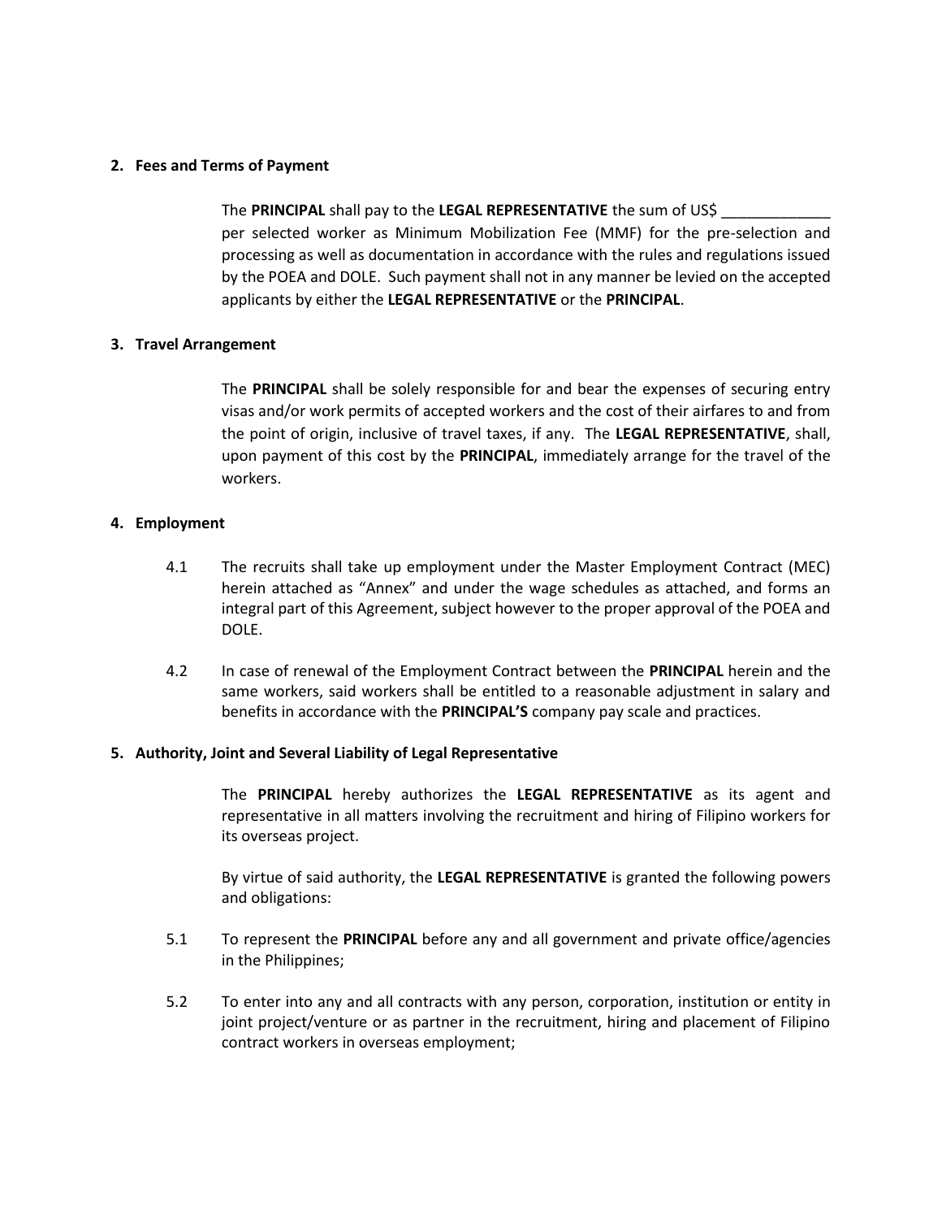**2. Fees and Terms of Payment**

The **PRINCIPAL** shall pay to the **LEGAL REPRESENTATIVE** the sum of US$ _____________ per selected worker as Minimum Mobilization Fee (MMF) for the pre-selection and processing as well as documentation in accordance with the rules and regulations issued by the POEA and DOLE. Such payment shall not in any manner be levied on the accepted applicants by either the **LEGAL REPRESENTATIVE** or the **PRINCIPAL**.

**3. Travel Arrangement**

The **PRINCIPAL** shall be solely responsible for and bear the expenses of securing entry visas and/or work permits of accepted workers and the cost of their airfares to and from the point of origin, inclusive of travel taxes, if any. The **LEGAL REPRESENTATIVE**, shall, upon payment of this cost by the **PRINCIPAL**, immediately arrange for the travel of the workers.

**4. Employment**

4.1 The recruits shall take up employment under the Master Employment Contract (MEC) herein attached as "Annex" and under the wage schedules as attached, and forms an integral part of this Agreement, subject however to the proper approval of the POEA and DOLE.

4.2 In case of renewal of the Employment Contract between the **PRINCIPAL** herein and the same workers, said workers shall be entitled to a reasonable adjustment in salary and benefits in accordance with the **PRINCIPAL'S** company pay scale and practices.

**5. Authority, Joint and Several Liability of Legal Representative**

The **PRINCIPAL** hereby authorizes the **LEGAL REPRESENTATIVE** as its agent and representative in all matters involving the recruitment and hiring of Filipino workers for its overseas project.

By virtue of said authority, the **LEGAL REPRESENTATIVE** is granted the following powers and obligations:

5.1 To represent the **PRINCIPAL** before any and all government and private office/agencies in the Philippines;

5.2 To enter into any and all contracts with any person, corporation, institution or entity in joint project/venture or as partner in the recruitment, hiring and placement of Filipino contract workers in overseas employment;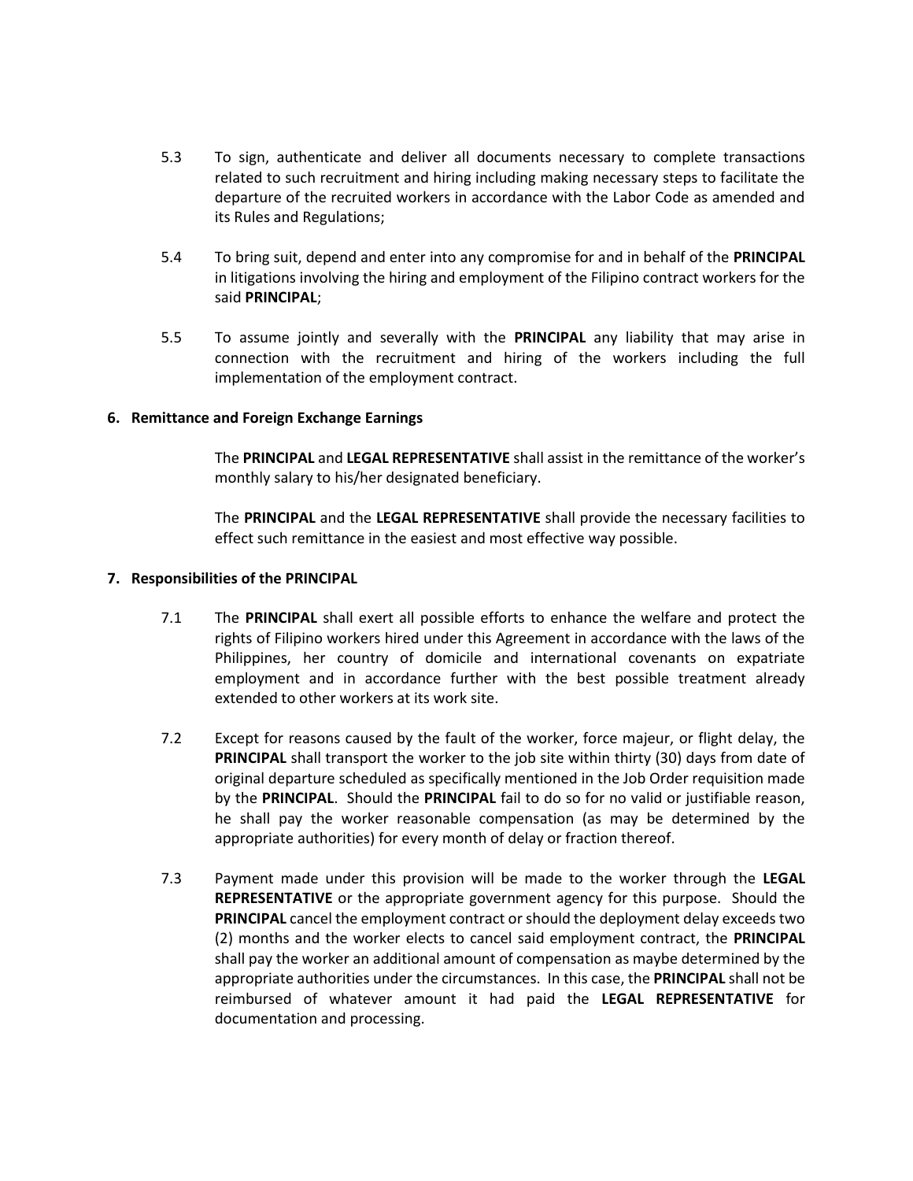5.3 To sign, authenticate and deliver all documents necessary to complete transactions related to such recruitment and hiring including making necessary steps to facilitate the departure of the recruited workers in accordance with the Labor Code as amended and its Rules and Regulations;

5.4 To bring suit, depend and enter into any compromise for and in behalf of the **PRINCIPAL** in litigations involving the hiring and employment of the Filipino contract workers for the said **PRINCIPAL**;

5.5 To assume jointly and severally with the **PRINCIPAL** any liability that may arise in connection with the recruitment and hiring of the workers including the full implementation of the employment contract.

**6. Remittance and Foreign Exchange Earnings**

The **PRINCIPAL** and **LEGAL REPRESENTATIVE** shall assist in the remittance of the worker's monthly salary to his/her designated beneficiary.

The **PRINCIPAL** and the **LEGAL REPRESENTATIVE** shall provide the necessary facilities to effect such remittance in the easiest and most effective way possible.

**7. Responsibilities of the PRINCIPAL**

7.1 The **PRINCIPAL** shall exert all possible efforts to enhance the welfare and protect the rights of Filipino workers hired under this Agreement in accordance with the laws of the Philippines, her country of domicile and international covenants on expatriate employment and in accordance further with the best possible treatment already extended to other workers at its work site.

7.2 Except for reasons caused by the fault of the worker, force majeur, or flight delay, the **PRINCIPAL** shall transport the worker to the job site within thirty (30) days from date of original departure scheduled as specifically mentioned in the Job Order requisition made by the **PRINCIPAL**. Should the **PRINCIPAL** fail to do so for no valid or justifiable reason, he shall pay the worker reasonable compensation (as may be determined by the appropriate authorities) for every month of delay or fraction thereof.

7.3 Payment made under this provision will be made to the worker through the **LEGAL REPRESENTATIVE** or the appropriate government agency for this purpose. Should the **PRINCIPAL** cancel the employment contract or should the deployment delay exceeds two (2) months and the worker elects to cancel said employment contract, the **PRINCIPAL** shall pay the worker an additional amount of compensation as maybe determined by the appropriate authorities under the circumstances. In this case, the **PRINCIPAL** shall not be reimbursed of whatever amount it had paid the **LEGAL REPRESENTATIVE** for documentation and processing.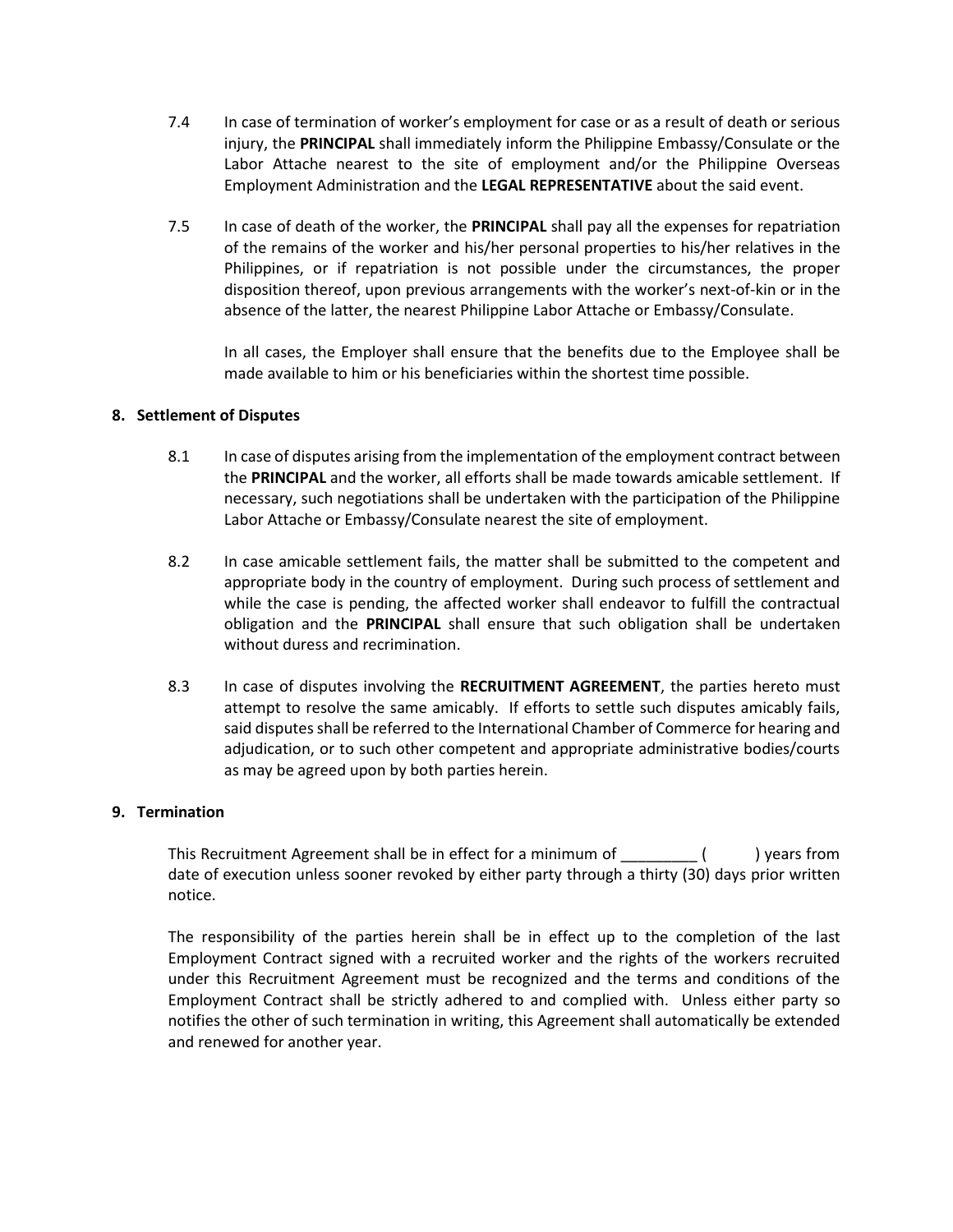7.4 In case of termination of worker's employment for case or as a result of death or serious injury, the **PRINCIPAL** shall immediately inform the Philippine Embassy/Consulate or the Labor Attache nearest to the site of employment and/or the Philippine Overseas Employment Administration and the **LEGAL REPRESENTATIVE** about the said event.

7.5 In case of death of the worker, the **PRINCIPAL** shall pay all the expenses for repatriation of the remains of the worker and his/her personal properties to his/her relatives in the Philippines, or if repatriation is not possible under the circumstances, the proper disposition thereof, upon previous arrangements with the worker's next-of-kin or in the absence of the latter, the nearest Philippine Labor Attache or Embassy/Consulate.

In all cases, the Employer shall ensure that the benefits due to the Employee shall be made available to him or his beneficiaries within the shortest time possible.

## 8. Settlement of Disputes

8.1 In case of disputes arising from the implementation of the employment contract between the **PRINCIPAL** and the worker, all efforts shall be made towards amicable settlement. If necessary, such negotiations shall be undertaken with the participation of the Philippine Labor Attache or Embassy/Consulate nearest the site of employment.

8.2 In case amicable settlement fails, the matter shall be submitted to the competent and appropriate body in the country of employment. During such process of settlement and while the case is pending, the affected worker shall endeavor to fulfill the contractual obligation and the **PRINCIPAL** shall ensure that such obligation shall be undertaken without duress and recrimination.

8.3 In case of disputes involving the **RECRUITMENT AGREEMENT**, the parties hereto must attempt to resolve the same amicably. If efforts to settle such disputes amicably fails, said disputes shall be referred to the International Chamber of Commerce for hearing and adjudication, or to such other competent and appropriate administrative bodies/courts as may be agreed upon by both parties herein.

## 9. Termination

This Recruitment Agreement shall be in effect for a minimum of _________ (        ) years from date of execution unless sooner revoked by either party through a thirty (30) days prior written notice.

The responsibility of the parties herein shall be in effect up to the completion of the last Employment Contract signed with a recruited worker and the rights of the workers recruited under this Recruitment Agreement must be recognized and the terms and conditions of the Employment Contract shall be strictly adhered to and complied with. Unless either party so notifies the other of such termination in writing, this Agreement shall automatically be extended and renewed for another year.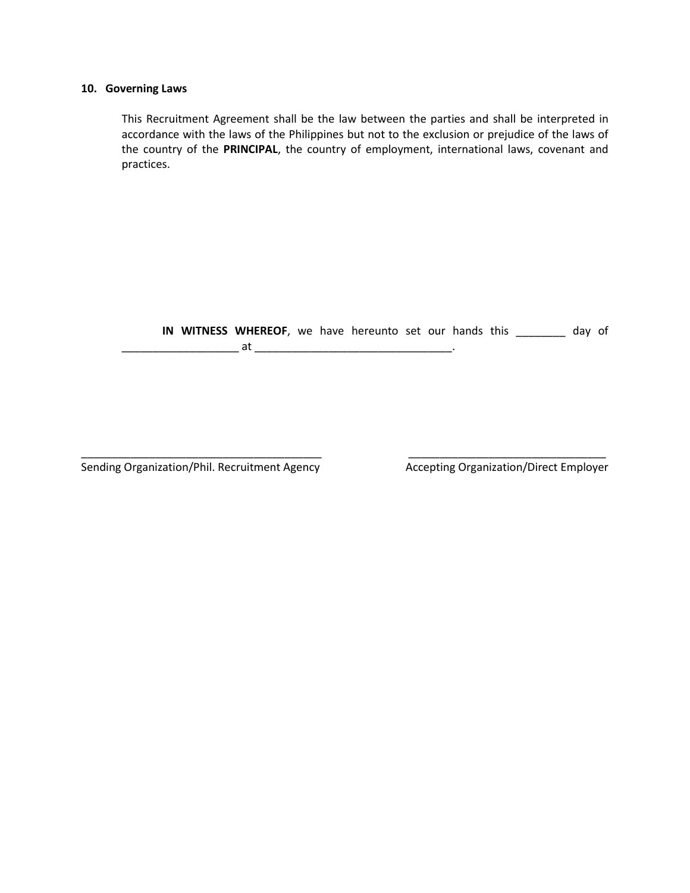**10. Governing Laws**

This Recruitment Agreement shall be the law between the parties and shall be interpreted in accordance with the laws of the Philippines but not to the exclusion or prejudice of the laws of the country of the **PRINCIPAL**, the country of employment, international laws, covenant and practices.

**IN WITNESS WHEREOF**, we have hereunto set our hands this ________ day of ___________________ at ________________________________.

________________________________________
Sending Organization/Phil. Recruitment Agency

________________________________
Accepting Organization/Direct Employer